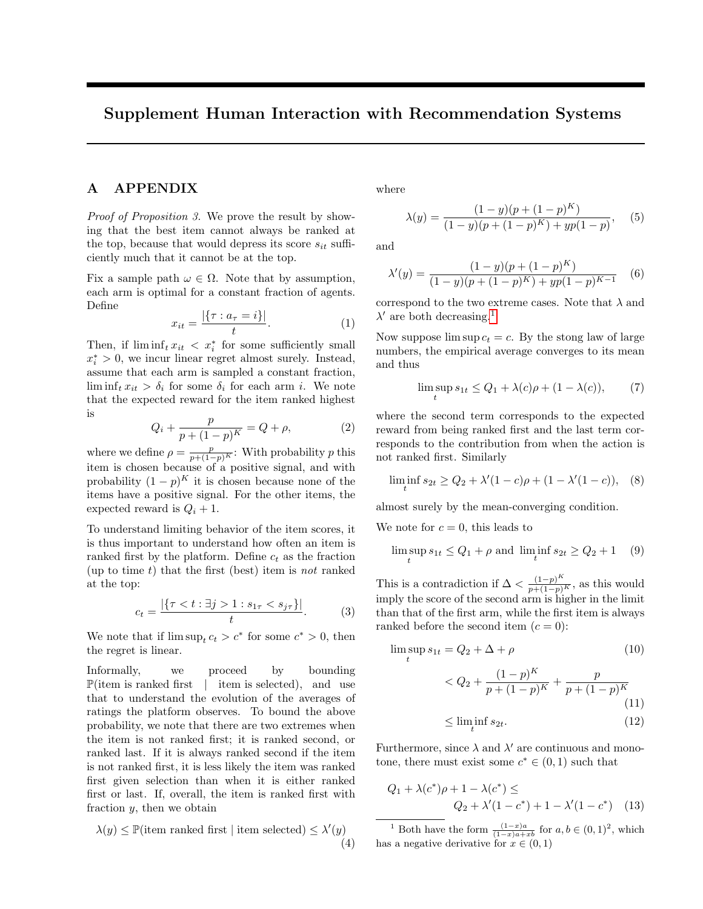# Supplement Human Interaction with Recommendation Systems

## A APPENDIX

*Proof of Proposition 3.* We prove the result by showing that the best item cannot always be ranked at the top, because that would depress its score $s_{it}$ sufficiently much that it cannot be at the top.

Fix a sample path $\omega \in \Omega$. Note that by assumption, each arm is optimal for a constant fraction of agents. Define

$$x_{it} = \frac{|\{\tau : a_\tau = i\}|}{t}. \tag{1}$$

Then, if $\liminf_t x_{it} < x_i^*$ for some sufficiently small $x_i^* > 0$, we incur linear regret almost surely. Instead, assume that each arm is sampled a constant fraction, $\liminf_t x_{it} > \delta_i$ for some $\delta_i$ for each arm $i$. We note that the expected reward for the item ranked highest is

$$Q_i + \frac{p}{p + (1-p)^K} = Q + \rho, \tag{2}$$

where we define $\rho = \frac{p}{p+(1-p)^K}$: With probability $p$ this item is chosen because of a positive signal, and with probability $(1-p)^K$ it is chosen because none of the items have a positive signal. For the other items, the expected reward is $Q_i + 1$.

To understand limiting behavior of the item scores, it is thus important to understand how often an item is ranked first by the platform. Define $c_t$ as the fraction (up to time $t$) that the first (best) item is *not* ranked at the top:

$$c_t = \frac{|\{\tau < t : \exists j > 1 : s_{1\tau} < s_{j\tau}\}|}{t}. \tag{3}$$

We note that if $\limsup_t c_t > c^*$ for some $c^* > 0$, then the regret is linear.

Informally, we proceed by bounding $\mathbb{P}(\text{item is ranked first} \mid \text{item is selected})$, and use that to understand the evolution of the averages of ratings the platform observes. To bound the above probability, we note that there are two extremes when the item is not ranked first; it is ranked second, or ranked last. If it is always ranked second if the item is not ranked first, it is less likely the item was ranked first given selection than when it is either ranked first or last. If, overall, the item is ranked first with fraction $y$, then we obtain

$$\lambda(y) \leq \mathbb{P}(\text{item ranked first} \mid \text{item selected}) \leq \lambda'(y) \tag{4}$$

where

$$\lambda(y) = \frac{(1-y)(p + (1-p)^K)}{(1-y)(p + (1-p)^K) + yp(1-p)}, \tag{5}$$

and

$$\lambda'(y) = \frac{(1-y)(p + (1-p)^K)}{(1-y)(p + (1-p)^K) + yp(1-p)^{K-1}} \tag{6}$$

correspond to the two extreme cases. Note that $\lambda$ and $\lambda'$ are both decreasing.[1]

Now suppose $\limsup c_t = c$. By the stong law of large numbers, the empirical average converges to its mean and thus

$$\limsup_t s_{1t} \leq Q_1 + \lambda(c)\rho + (1 - \lambda(c)), \tag{7}$$

where the second term corresponds to the expected reward from being ranked first and the last term corresponds to the contribution from when the action is not ranked first. Similarly

$$\liminf_t s_{2t} \geq Q_2 + \lambda'(1-c)\rho + (1 - \lambda'(1-c)), \tag{8}$$

almost surely by the mean-converging condition.

We note for $c = 0$, this leads to

$$\limsup_t s_{1t} \leq Q_1 + \rho \text{ and } \liminf_t s_{2t} \geq Q_2 + 1 \tag{9}$$

This is a contradiction if $\Delta < \frac{(1-p)^K}{p+(1-p)^K}$, as this would imply the score of the second arm is higher in the limit than that of the first arm, while the first item is always ranked before the second item ($c = 0$):

$$\begin{aligned}
\limsup_t s_{1t} &= Q_2 + \Delta + \rho && (10)\\
&< Q_2 + \frac{(1-p)^K}{p + (1-p)^K} + \frac{p}{p + (1-p)^K} && (11)\\
&\leq \liminf_t s_{2t}. && (12)
\end{aligned}$$

Furthermore, since $\lambda$ and $\lambda'$ are continuous and monotone, there must exist some $c^* \in (0,1)$ such that

$$Q_1 + \lambda(c^*)\rho + 1 - \lambda(c^*) \leq Q_2 + \lambda'(1-c^*) + 1 - \lambda'(1-c^*) \tag{13}$$

[1] Both have the form $\frac{(1-x)a}{(1-x)a+xb}$ for $a, b \in (0,1)^2$, which has a negative derivative for $x \in (0,1)$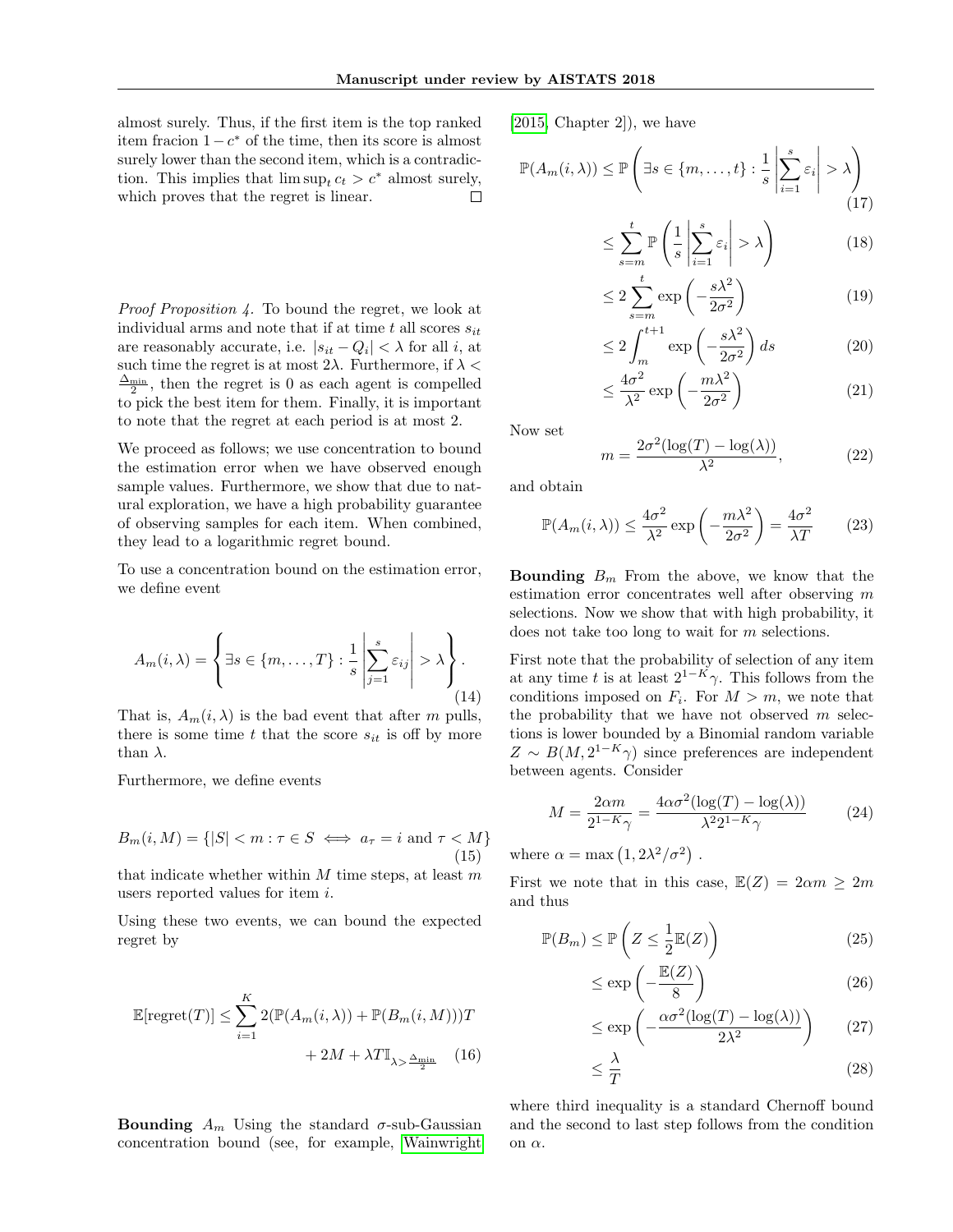almost surely. Thus, if the first item is the top ranked item fracion $1 - c^*$ of the time, then its score is almost surely lower than the second item, which is a contradiction. This implies that $\limsup_t c_t > c^*$ almost surely, which proves that the regret is linear. □

*Proof Proposition 4.* To bound the regret, we look at individual arms and note that if at time $t$ all scores $s_{it}$ are reasonably accurate, i.e. $|s_{it} - Q_i| < \lambda$ for all $i$, at such time the regret is at most $2\lambda$. Furthermore, if $\lambda < \frac{\Delta_{\min}}{2}$, then the regret is 0 as each agent is compelled to pick the best item for them. Finally, it is important to note that the regret at each period is at most 2.

We proceed as follows; we use concentration to bound the estimation error when we have observed enough sample values. Furthermore, we show that due to natural exploration, we have a high probability guarantee of observing samples for each item. When combined, they lead to a logarithmic regret bound.

To use a concentration bound on the estimation error, we define event

$$A_m(i, \lambda) = \left\{ \exists s \in \{m, \ldots, T\} : \frac{1}{s} \left| \sum_{j=1}^{s} \varepsilon_{ij} \right| > \lambda \right\}. \tag{14}$$

That is, $A_m(i, \lambda)$ is the bad event that after $m$ pulls, there is some time $t$ that the score $s_{it}$ is off by more than $\lambda$.

Furthermore, we define events

$$B_m(i, M) = \{|S| < m : \tau \in S \iff a_\tau = i \text{ and } \tau < M\} \tag{15}$$

that indicate whether within $M$ time steps, at least $m$ users reported values for item $i$.

Using these two events, we can bound the expected regret by

$$\mathbb{E}[\text{regret}(T)] \leq \sum_{i=1}^{K} 2(\mathbb{P}(A_m(i, \lambda)) + \mathbb{P}(B_m(i, M)))T + 2M + \lambda T \mathbb{I}_{\lambda > \frac{\Delta_{\min}}{2}} \tag{16}$$

**Bounding** $A_m$ Using the standard $\sigma$-sub-Gaussian concentration bound (see, for example, [Wainwright 2015, Chapter 2]), we have

$$\mathbb{P}(A_m(i, \lambda)) \leq \mathbb{P}\left( \exists s \in \{m, \ldots, t\} : \frac{1}{s} \left| \sum_{i=1}^{s} \varepsilon_i \right| > \lambda \right) \tag{17}$$

$$\leq \sum_{s=m}^{t} \mathbb{P}\left( \frac{1}{s} \left| \sum_{i=1}^{s} \varepsilon_i \right| > \lambda \right) \tag{18}$$

$$\leq 2 \sum_{s=m}^{t} \exp\left( -\frac{s\lambda^2}{2\sigma^2} \right) \tag{19}$$

$$\leq 2 \int_{m}^{t+1} \exp\left( -\frac{s\lambda^2}{2\sigma^2} \right) ds \tag{20}$$

$$\leq \frac{4\sigma^2}{\lambda^2} \exp\left( -\frac{m\lambda^2}{2\sigma^2} \right) \tag{21}$$

Now set

$$m = \frac{2\sigma^2(\log(T) - \log(\lambda))}{\lambda^2}, \tag{22}$$

and obtain

$$\mathbb{P}(A_m(i, \lambda)) \leq \frac{4\sigma^2}{\lambda^2} \exp\left( -\frac{m\lambda^2}{2\sigma^2} \right) = \frac{4\sigma^2}{\lambda T} \tag{23}$$

**Bounding** $B_m$ From the above, we know that the estimation error concentrates well after observing $m$ selections. Now we show that with high probability, it does not take too long to wait for $m$ selections.

First note that the probability of selection of any item at any time $t$ is at least $2^{1-K}\gamma$. This follows from the conditions imposed on $F_i$. For $M > m$, we note that the probability that we have not observed $m$ selections is lower bounded by a Binomial random variable $Z \sim B(M, 2^{1-K}\gamma)$ since preferences are independent between agents. Consider

$$M = \frac{2\alpha m}{2^{1-K}\gamma} = \frac{4\alpha\sigma^2(\log(T) - \log(\lambda))}{\lambda^2 2^{1-K}\gamma} \tag{24}$$

where $\alpha = \max\left(1, 2\lambda^2/\sigma^2\right)$.

First we note that in this case, $\mathbb{E}(Z) = 2\alpha m \geq 2m$ and thus

$$\mathbb{P}(B_m) \leq \mathbb{P}\left( Z \leq \frac{1}{2}\mathbb{E}(Z) \right) \tag{25}$$

$$\leq \exp\left( -\frac{\mathbb{E}(Z)}{8} \right) \tag{26}$$

$$\leq \exp\left( -\frac{\alpha\sigma^2(\log(T) - \log(\lambda))}{2\lambda^2} \right) \tag{27}$$

$$\leq \frac{\lambda}{T} \tag{28}$$

where third inequality is a standard Chernoff bound and the second to last step follows from the condition on $\alpha$.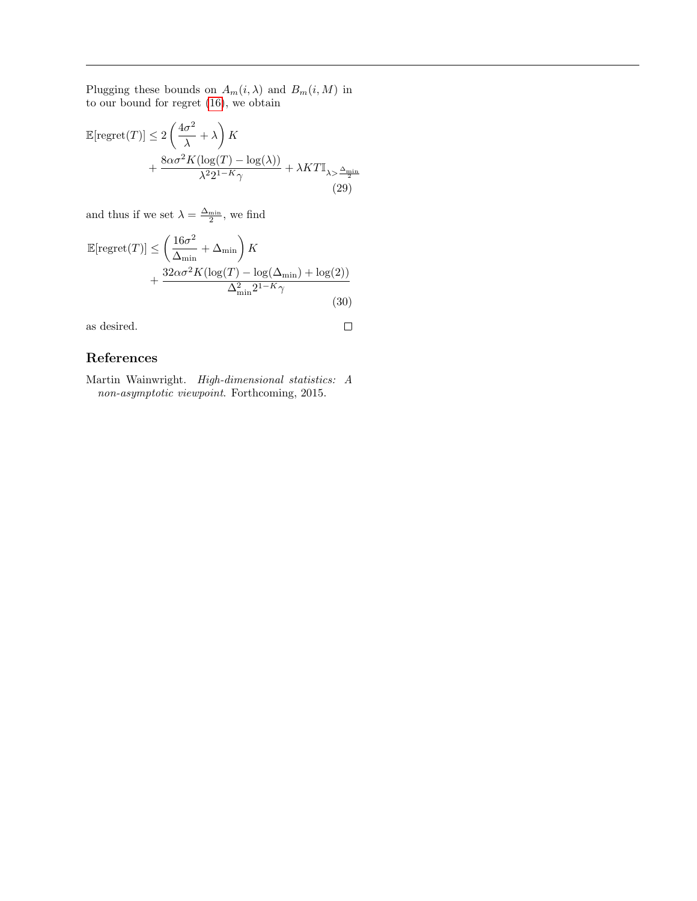Plugging these bounds on $A_m(i, \lambda)$ and $B_m(i, M)$ in to our bound for regret (16), we obtain

$$\mathbb{E}[\text{regret}(T)] \leq 2\left(\frac{4\sigma^2}{\lambda} + \lambda\right)K + \frac{8\alpha\sigma^2 K(\log(T) - \log(\lambda))}{\lambda^2 2^{1-K}\gamma} + \lambda K T \mathbb{I}_{\lambda > \frac{\Delta_{\min}}{2}} \tag{29}$$

and thus if we set $\lambda = \frac{\Delta_{\min}}{2}$, we find

$$\mathbb{E}[\text{regret}(T)] \leq \left(\frac{16\sigma^2}{\Delta_{\min}} + \Delta_{\min}\right)K + \frac{32\alpha\sigma^2 K(\log(T) - \log(\Delta_{\min}) + \log(2))}{\Delta_{\min}^2 2^{1-K}\gamma} \tag{30}$$

as desired. □

## References

Martin Wainwright. *High-dimensional statistics: A non-asymptotic viewpoint*. Forthcoming, 2015.